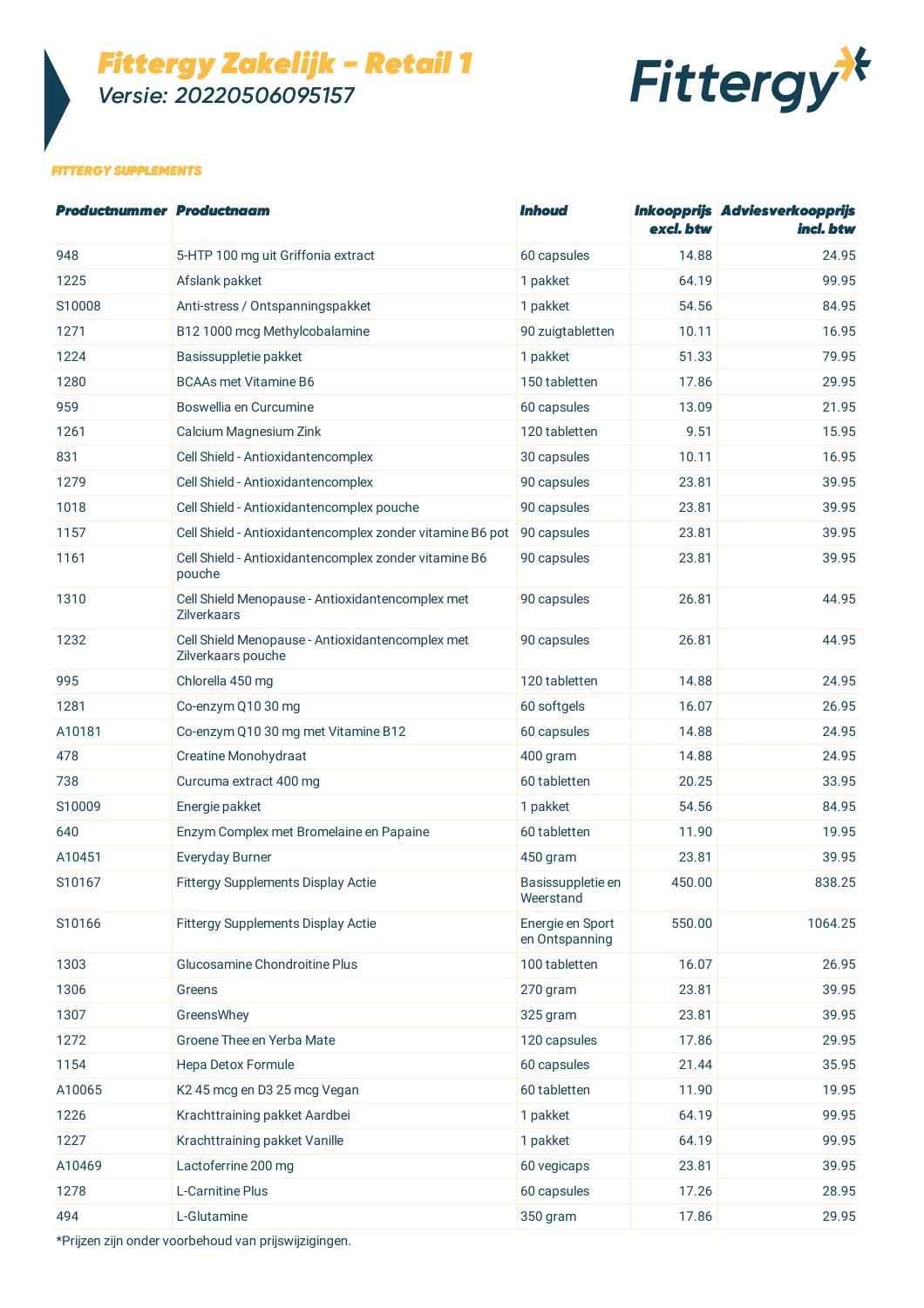# Fittergy Zakelijk - Retail 1

## Versie: 20220506095157

Fittergy

### FITTERGY SUPPLEMENTS

| Productnummer | Productnaam | Inhoud | Inkoopprijs excl. btw | Adviesverkoopprijs incl. btw |
|---|---|---|---|---|
| 948 | 5-HTP 100 mg uit Griffonia extract | 60 capsules | 14.88 | 24.95 |
| 1225 | Afslank pakket | 1 pakket | 64.19 | 99.95 |
| S10008 | Anti-stress / Ontspanningspakket | 1 pakket | 54.56 | 84.95 |
| 1271 | B12 1000 mcg Methylcobalamine | 90 zuigtabletten | 10.11 | 16.95 |
| 1224 | Basissuppletie pakket | 1 pakket | 51.33 | 79.95 |
| 1280 | BCAAs met Vitamine B6 | 150 tabletten | 17.86 | 29.95 |
| 959 | Boswellia en Curcumine | 60 capsules | 13.09 | 21.95 |
| 1261 | Calcium Magnesium Zink | 120 tabletten | 9.51 | 15.95 |
| 831 | Cell Shield - Antioxidantencomplex | 30 capsules | 10.11 | 16.95 |
| 1279 | Cell Shield - Antioxidantencomplex | 90 capsules | 23.81 | 39.95 |
| 1018 | Cell Shield - Antioxidantencomplex pouche | 90 capsules | 23.81 | 39.95 |
| 1157 | Cell Shield - Antioxidantencomplex zonder vitamine B6 pot | 90 capsules | 23.81 | 39.95 |
| 1161 | Cell Shield - Antioxidantencomplex zonder vitamine B6 pouche | 90 capsules | 23.81 | 39.95 |
| 1310 | Cell Shield Menopause - Antioxidantencomplex met Zilverkaars | 90 capsules | 26.81 | 44.95 |
| 1232 | Cell Shield Menopause - Antioxidantencomplex met Zilverkaars pouche | 90 capsules | 26.81 | 44.95 |
| 995 | Chlorella 450 mg | 120 tabletten | 14.88 | 24.95 |
| 1281 | Co-enzym Q10 30 mg | 60 softgels | 16.07 | 26.95 |
| A10181 | Co-enzym Q10 30 mg met Vitamine B12 | 60 capsules | 14.88 | 24.95 |
| 478 | Creatine Monohydraat | 400 gram | 14.88 | 24.95 |
| 738 | Curcuma extract 400 mg | 60 tabletten | 20.25 | 33.95 |
| S10009 | Energie pakket | 1 pakket | 54.56 | 84.95 |
| 640 | Enzym Complex met Bromelaine en Papaine | 60 tabletten | 11.90 | 19.95 |
| A10451 | Everyday Burner | 450 gram | 23.81 | 39.95 |
| S10167 | Fittergy Supplements Display Actie | Basissuppletie en Weerstand | 450.00 | 838.25 |
| S10166 | Fittergy Supplements Display Actie | Energie en Sport en Ontspanning | 550.00 | 1064.25 |
| 1303 | Glucosamine Chondroitine Plus | 100 tabletten | 16.07 | 26.95 |
| 1306 | Greens | 270 gram | 23.81 | 39.95 |
| 1307 | GreensWhey | 325 gram | 23.81 | 39.95 |
| 1272 | Groene Thee en Yerba Mate | 120 capsules | 17.86 | 29.95 |
| 1154 | Hepa Detox Formule | 60 capsules | 21.44 | 35.95 |
| A10065 | K2 45 mcg en D3 25 mcg Vegan | 60 tabletten | 11.90 | 19.95 |
| 1226 | Krachttraining pakket Aardbei | 1 pakket | 64.19 | 99.95 |
| 1227 | Krachttraining pakket Vanille | 1 pakket | 64.19 | 99.95 |
| A10469 | Lactoferrine 200 mg | 60 vegicaps | 23.81 | 39.95 |
| 1278 | L-Carnitine Plus | 60 capsules | 17.26 | 28.95 |
| 494 | L-Glutamine | 350 gram | 17.86 | 29.95 |

*Prijzen zijn onder voorbehoud van prijswijzigingen.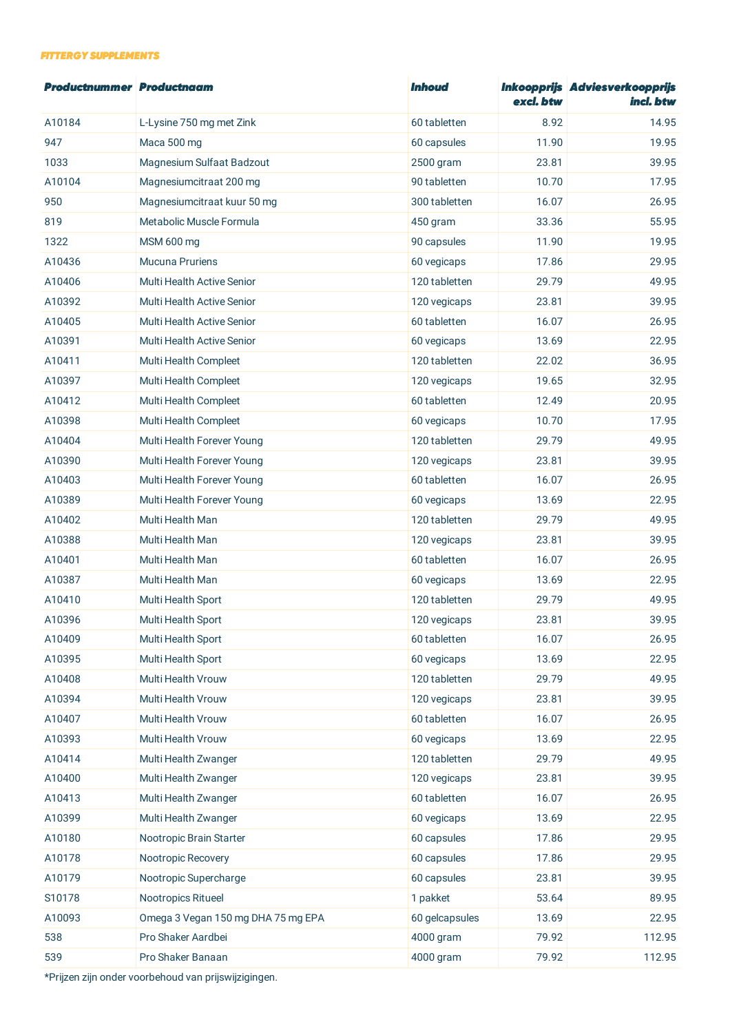**FITTERGY SUPPLEMENTS**

| Productnummer | Productnaam | Inhoud | Inkoopprijs excl. btw | Adviesverkoopprijs incl. btw |
|---|---|---|---|---|
| A10184 | L-Lysine 750 mg met Zink | 60 tabletten | 8.92 | 14.95 |
| 947 | Maca 500 mg | 60 capsules | 11.90 | 19.95 |
| 1033 | Magnesium Sulfaat Badzout | 2500 gram | 23.81 | 39.95 |
| A10104 | Magnesiumcitraat 200 mg | 90 tabletten | 10.70 | 17.95 |
| 950 | Magnesiumcitraat kuur 50 mg | 300 tabletten | 16.07 | 26.95 |
| 819 | Metabolic Muscle Formula | 450 gram | 33.36 | 55.95 |
| 1322 | MSM 600 mg | 90 capsules | 11.90 | 19.95 |
| A10436 | Mucuna Pruriens | 60 vegicaps | 17.86 | 29.95 |
| A10406 | Multi Health Active Senior | 120 tabletten | 29.79 | 49.95 |
| A10392 | Multi Health Active Senior | 120 vegicaps | 23.81 | 39.95 |
| A10405 | Multi Health Active Senior | 60 tabletten | 16.07 | 26.95 |
| A10391 | Multi Health Active Senior | 60 vegicaps | 13.69 | 22.95 |
| A10411 | Multi Health Compleet | 120 tabletten | 22.02 | 36.95 |
| A10397 | Multi Health Compleet | 120 vegicaps | 19.65 | 32.95 |
| A10412 | Multi Health Compleet | 60 tabletten | 12.49 | 20.95 |
| A10398 | Multi Health Compleet | 60 vegicaps | 10.70 | 17.95 |
| A10404 | Multi Health Forever Young | 120 tabletten | 29.79 | 49.95 |
| A10390 | Multi Health Forever Young | 120 vegicaps | 23.81 | 39.95 |
| A10403 | Multi Health Forever Young | 60 tabletten | 16.07 | 26.95 |
| A10389 | Multi Health Forever Young | 60 vegicaps | 13.69 | 22.95 |
| A10402 | Multi Health Man | 120 tabletten | 29.79 | 49.95 |
| A10388 | Multi Health Man | 120 vegicaps | 23.81 | 39.95 |
| A10401 | Multi Health Man | 60 tabletten | 16.07 | 26.95 |
| A10387 | Multi Health Man | 60 vegicaps | 13.69 | 22.95 |
| A10410 | Multi Health Sport | 120 tabletten | 29.79 | 49.95 |
| A10396 | Multi Health Sport | 120 vegicaps | 23.81 | 39.95 |
| A10409 | Multi Health Sport | 60 tabletten | 16.07 | 26.95 |
| A10395 | Multi Health Sport | 60 vegicaps | 13.69 | 22.95 |
| A10408 | Multi Health Vrouw | 120 tabletten | 29.79 | 49.95 |
| A10394 | Multi Health Vrouw | 120 vegicaps | 23.81 | 39.95 |
| A10407 | Multi Health Vrouw | 60 tabletten | 16.07 | 26.95 |
| A10393 | Multi Health Vrouw | 60 vegicaps | 13.69 | 22.95 |
| A10414 | Multi Health Zwanger | 120 tabletten | 29.79 | 49.95 |
| A10400 | Multi Health Zwanger | 120 vegicaps | 23.81 | 39.95 |
| A10413 | Multi Health Zwanger | 60 tabletten | 16.07 | 26.95 |
| A10399 | Multi Health Zwanger | 60 vegicaps | 13.69 | 22.95 |
| A10180 | Nootropic Brain Starter | 60 capsules | 17.86 | 29.95 |
| A10178 | Nootropic Recovery | 60 capsules | 17.86 | 29.95 |
| A10179 | Nootropic Supercharge | 60 capsules | 23.81 | 39.95 |
| S10178 | Nootropics Ritueel | 1 pakket | 53.64 | 89.95 |
| A10093 | Omega 3 Vegan 150 mg DHA 75 mg EPA | 60 gelcapsules | 13.69 | 22.95 |
| 538 | Pro Shaker Aardbei | 4000 gram | 79.92 | 112.95 |
| 539 | Pro Shaker Banaan | 4000 gram | 79.92 | 112.95 |

*Prijzen zijn onder voorbehoud van prijswijzigingen.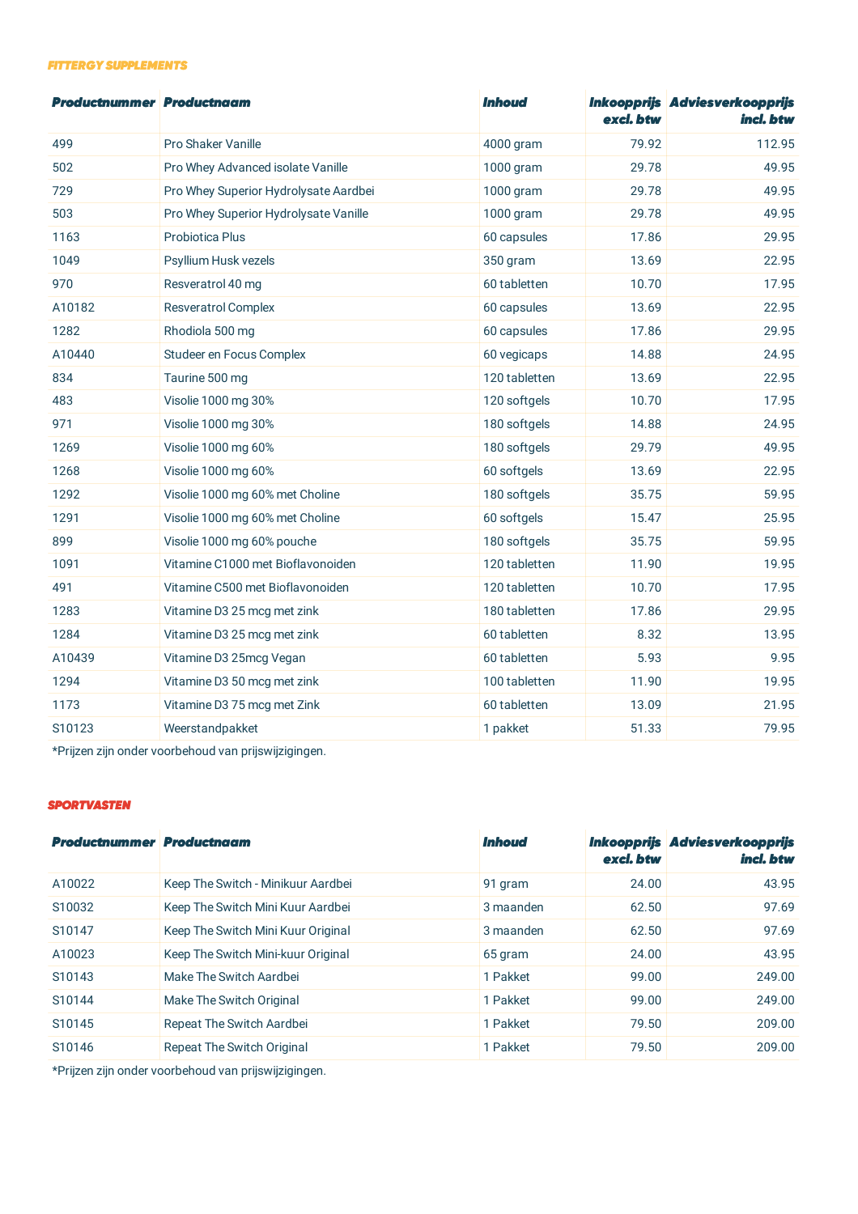### FITTERGY SUPPLEMENTS

| Productnummer | Productnaam | Inhoud | Inkoopprijs excl. btw | Adviesverkoopprijs incl. btw |
|---|---|---|---|---|
| 499 | Pro Shaker Vanille | 4000 gram | 79.92 | 112.95 |
| 502 | Pro Whey Advanced isolate Vanille | 1000 gram | 29.78 | 49.95 |
| 729 | Pro Whey Superior Hydrolysate Aardbei | 1000 gram | 29.78 | 49.95 |
| 503 | Pro Whey Superior Hydrolysate Vanille | 1000 gram | 29.78 | 49.95 |
| 1163 | Probiotica Plus | 60 capsules | 17.86 | 29.95 |
| 1049 | Psyllium Husk vezels | 350 gram | 13.69 | 22.95 |
| 970 | Resveratrol 40 mg | 60 tabletten | 10.70 | 17.95 |
| A10182 | Resveratrol Complex | 60 capsules | 13.69 | 22.95 |
| 1282 | Rhodiola 500 mg | 60 capsules | 17.86 | 29.95 |
| A10440 | Studeer en Focus Complex | 60 vegicaps | 14.88 | 24.95 |
| 834 | Taurine 500 mg | 120 tabletten | 13.69 | 22.95 |
| 483 | Visolie 1000 mg 30% | 120 softgels | 10.70 | 17.95 |
| 971 | Visolie 1000 mg 30% | 180 softgels | 14.88 | 24.95 |
| 1269 | Visolie 1000 mg 60% | 180 softgels | 29.79 | 49.95 |
| 1268 | Visolie 1000 mg 60% | 60 softgels | 13.69 | 22.95 |
| 1292 | Visolie 1000 mg 60% met Choline | 180 softgels | 35.75 | 59.95 |
| 1291 | Visolie 1000 mg 60% met Choline | 60 softgels | 15.47 | 25.95 |
| 899 | Visolie 1000 mg 60% pouche | 180 softgels | 35.75 | 59.95 |
| 1091 | Vitamine C1000 met Bioflavonoiden | 120 tabletten | 11.90 | 19.95 |
| 491 | Vitamine C500 met Bioflavonoiden | 120 tabletten | 10.70 | 17.95 |
| 1283 | Vitamine D3 25 mcg met zink | 180 tabletten | 17.86 | 29.95 |
| 1284 | Vitamine D3 25 mcg met zink | 60 tabletten | 8.32 | 13.95 |
| A10439 | Vitamine D3 25mcg Vegan | 60 tabletten | 5.93 | 9.95 |
| 1294 | Vitamine D3 50 mcg met zink | 100 tabletten | 11.90 | 19.95 |
| 1173 | Vitamine D3 75 mcg met Zink | 60 tabletten | 13.09 | 21.95 |
| S10123 | Weerstandpakket | 1 pakket | 51.33 | 79.95 |

*Prijzen zijn onder voorbehoud van prijswijzigingen.

### SPORTVASTEN

| Productnummer | Productnaam | Inhoud | Inkoopprijs excl. btw | Adviesverkoopprijs incl. btw |
|---|---|---|---|---|
| A10022 | Keep The Switch - Minikuur Aardbei | 91 gram | 24.00 | 43.95 |
| S10032 | Keep The Switch Mini Kuur Aardbei | 3 maanden | 62.50 | 97.69 |
| S10147 | Keep The Switch Mini Kuur Original | 3 maanden | 62.50 | 97.69 |
| A10023 | Keep The Switch Mini-kuur Original | 65 gram | 24.00 | 43.95 |
| S10143 | Make The Switch Aardbei | 1 Pakket | 99.00 | 249.00 |
| S10144 | Make The Switch Original | 1 Pakket | 99.00 | 249.00 |
| S10145 | Repeat The Switch Aardbei | 1 Pakket | 79.50 | 209.00 |
| S10146 | Repeat The Switch Original | 1 Pakket | 79.50 | 209.00 |

*Prijzen zijn onder voorbehoud van prijswijzigingen.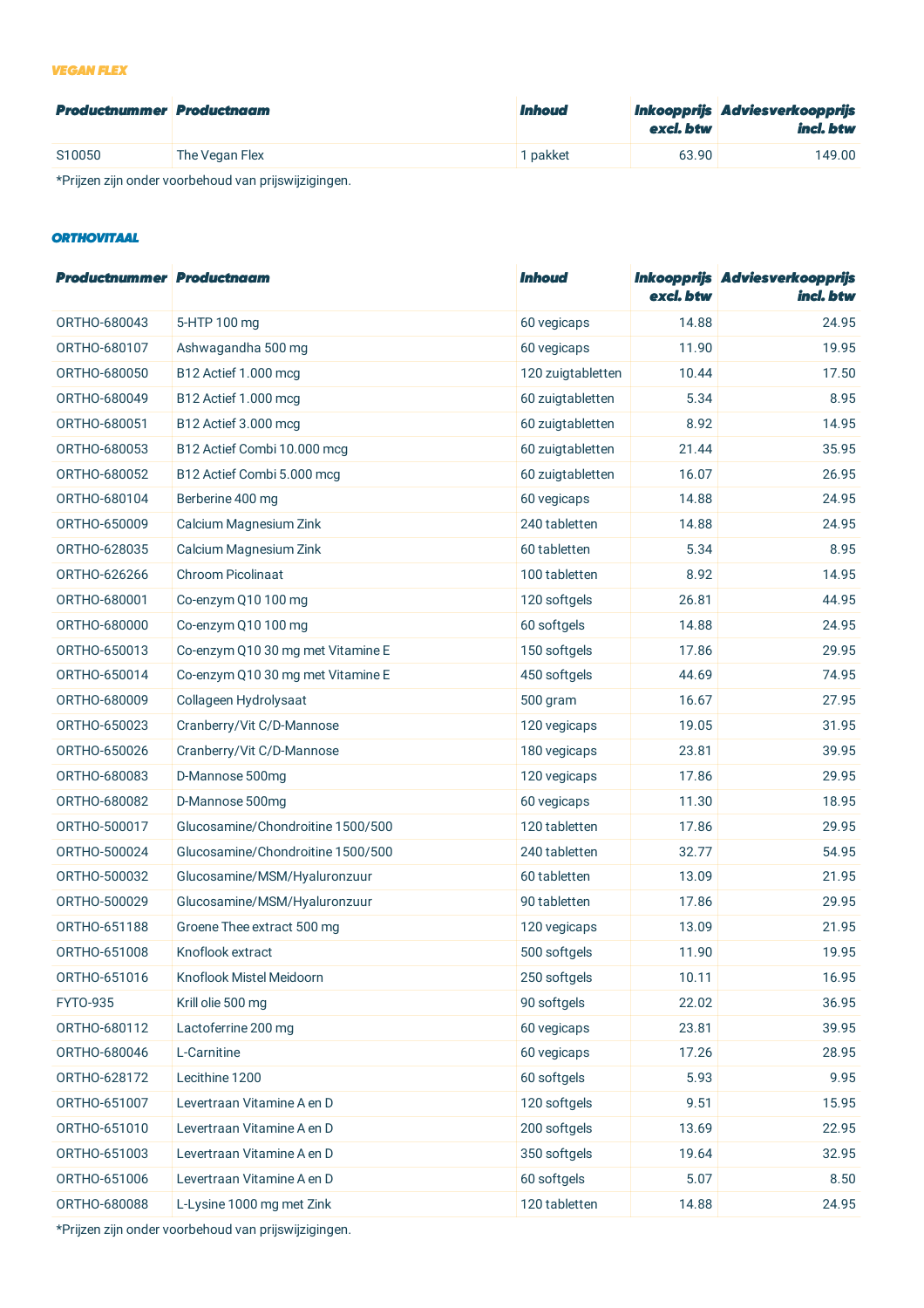### VEGAN FLEX

| Productnummer | Productnaam | Inhoud | Inkoopprijs excl. btw | Adviesverkoopprijs incl. btw |
|---|---|---|---|---|
| S10050 | The Vegan Flex | 1 pakket | 63.90 | 149.00 |

*Prijzen zijn onder voorbehoud van prijswijzigingen.

### ORTHOVITAAL

| Productnummer | Productnaam | Inhoud | Inkoopprijs excl. btw | Adviesverkoopprijs incl. btw |
|---|---|---|---|---|
| ORTHO-680043 | 5-HTP 100 mg | 60 vegicaps | 14.88 | 24.95 |
| ORTHO-680107 | Ashwagandha 500 mg | 60 vegicaps | 11.90 | 19.95 |
| ORTHO-680050 | B12 Actief 1.000 mcg | 120 zuigtabletten | 10.44 | 17.50 |
| ORTHO-680049 | B12 Actief 1.000 mcg | 60 zuigtabletten | 5.34 | 8.95 |
| ORTHO-680051 | B12 Actief 3.000 mcg | 60 zuigtabletten | 8.92 | 14.95 |
| ORTHO-680053 | B12 Actief Combi 10.000 mcg | 60 zuigtabletten | 21.44 | 35.95 |
| ORTHO-680052 | B12 Actief Combi 5.000 mcg | 60 zuigtabletten | 16.07 | 26.95 |
| ORTHO-680104 | Berberine 400 mg | 60 vegicaps | 14.88 | 24.95 |
| ORTHO-650009 | Calcium Magnesium Zink | 240 tabletten | 14.88 | 24.95 |
| ORTHO-628035 | Calcium Magnesium Zink | 60 tabletten | 5.34 | 8.95 |
| ORTHO-626266 | Chroom Picolinaat | 100 tabletten | 8.92 | 14.95 |
| ORTHO-680001 | Co-enzym Q10 100 mg | 120 softgels | 26.81 | 44.95 |
| ORTHO-680000 | Co-enzym Q10 100 mg | 60 softgels | 14.88 | 24.95 |
| ORTHO-650013 | Co-enzym Q10 30 mg met Vitamine E | 150 softgels | 17.86 | 29.95 |
| ORTHO-650014 | Co-enzym Q10 30 mg met Vitamine E | 450 softgels | 44.69 | 74.95 |
| ORTHO-680009 | Collageen Hydrolysaat | 500 gram | 16.67 | 27.95 |
| ORTHO-650023 | Cranberry/Vit C/D-Mannose | 120 vegicaps | 19.05 | 31.95 |
| ORTHO-650026 | Cranberry/Vit C/D-Mannose | 180 vegicaps | 23.81 | 39.95 |
| ORTHO-680083 | D-Mannose 500mg | 120 vegicaps | 17.86 | 29.95 |
| ORTHO-680082 | D-Mannose 500mg | 60 vegicaps | 11.30 | 18.95 |
| ORTHO-500017 | Glucosamine/Chondroitine 1500/500 | 120 tabletten | 17.86 | 29.95 |
| ORTHO-500024 | Glucosamine/Chondroitine 1500/500 | 240 tabletten | 32.77 | 54.95 |
| ORTHO-500032 | Glucosamine/MSM/Hyaluronzuur | 60 tabletten | 13.09 | 21.95 |
| ORTHO-500029 | Glucosamine/MSM/Hyaluronzuur | 90 tabletten | 17.86 | 29.95 |
| ORTHO-651188 | Groene Thee extract 500 mg | 120 vegicaps | 13.09 | 21.95 |
| ORTHO-651008 | Knoflook extract | 500 softgels | 11.90 | 19.95 |
| ORTHO-651016 | Knoflook Mistel Meidoorn | 250 softgels | 10.11 | 16.95 |
| FYTO-935 | Krill olie 500 mg | 90 softgels | 22.02 | 36.95 |
| ORTHO-680112 | Lactoferrine 200 mg | 60 vegicaps | 23.81 | 39.95 |
| ORTHO-680046 | L-Carnitine | 60 vegicaps | 17.26 | 28.95 |
| ORTHO-628172 | Lecithine 1200 | 60 softgels | 5.93 | 9.95 |
| ORTHO-651007 | Levertraan Vitamine A en D | 120 softgels | 9.51 | 15.95 |
| ORTHO-651010 | Levertraan Vitamine A en D | 200 softgels | 13.69 | 22.95 |
| ORTHO-651003 | Levertraan Vitamine A en D | 350 softgels | 19.64 | 32.95 |
| ORTHO-651006 | Levertraan Vitamine A en D | 60 softgels | 5.07 | 8.50 |
| ORTHO-680088 | L-Lysine 1000 mg met Zink | 120 tabletten | 14.88 | 24.95 |

*Prijzen zijn onder voorbehoud van prijswijzigingen.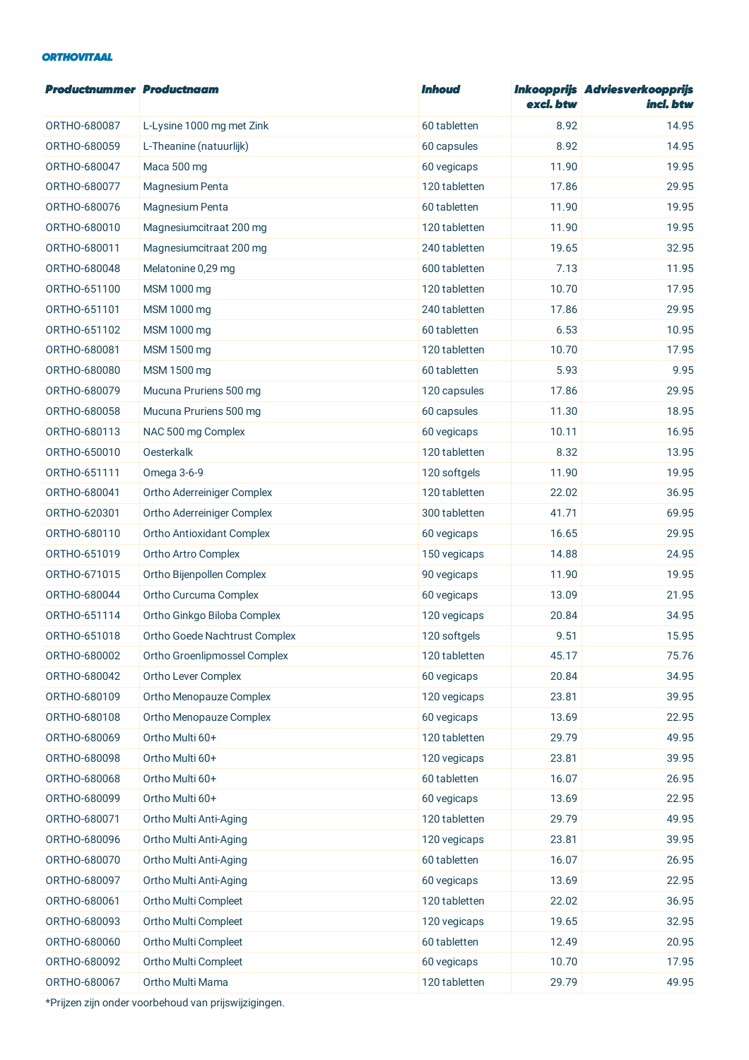**ORTHOVITAAL**

| Productnummer | Productnaam | Inhoud | Inkoopprijs excl. btw | Adviesverkoopprijs incl. btw |
|---|---|---|---|---|
| ORTHO-680087 | L-Lysine 1000 mg met Zink | 60 tabletten | 8.92 | 14.95 |
| ORTHO-680059 | L-Theanine (natuurlijk) | 60 capsules | 8.92 | 14.95 |
| ORTHO-680047 | Maca 500 mg | 60 vegicaps | 11.90 | 19.95 |
| ORTHO-680077 | Magnesium Penta | 120 tabletten | 17.86 | 29.95 |
| ORTHO-680076 | Magnesium Penta | 60 tabletten | 11.90 | 19.95 |
| ORTHO-680010 | Magnesiumcitraat 200 mg | 120 tabletten | 11.90 | 19.95 |
| ORTHO-680011 | Magnesiumcitraat 200 mg | 240 tabletten | 19.65 | 32.95 |
| ORTHO-680048 | Melatonine 0,29 mg | 600 tabletten | 7.13 | 11.95 |
| ORTHO-651100 | MSM 1000 mg | 120 tabletten | 10.70 | 17.95 |
| ORTHO-651101 | MSM 1000 mg | 240 tabletten | 17.86 | 29.95 |
| ORTHO-651102 | MSM 1000 mg | 60 tabletten | 6.53 | 10.95 |
| ORTHO-680081 | MSM 1500 mg | 120 tabletten | 10.70 | 17.95 |
| ORTHO-680080 | MSM 1500 mg | 60 tabletten | 5.93 | 9.95 |
| ORTHO-680079 | Mucuna Pruriens 500 mg | 120 capsules | 17.86 | 29.95 |
| ORTHO-680058 | Mucuna Pruriens 500 mg | 60 capsules | 11.30 | 18.95 |
| ORTHO-680113 | NAC 500 mg Complex | 60 vegicaps | 10.11 | 16.95 |
| ORTHO-650010 | Oesterkalk | 120 tabletten | 8.32 | 13.95 |
| ORTHO-651111 | Omega 3-6-9 | 120 softgels | 11.90 | 19.95 |
| ORTHO-680041 | Ortho Aderreiniger Complex | 120 tabletten | 22.02 | 36.95 |
| ORTHO-620301 | Ortho Aderreiniger Complex | 300 tabletten | 41.71 | 69.95 |
| ORTHO-680110 | Ortho Antioxidant Complex | 60 vegicaps | 16.65 | 29.95 |
| ORTHO-651019 | Ortho Artro Complex | 150 vegicaps | 14.88 | 24.95 |
| ORTHO-671015 | Ortho Bijenpollen Complex | 90 vegicaps | 11.90 | 19.95 |
| ORTHO-680044 | Ortho Curcuma Complex | 60 vegicaps | 13.09 | 21.95 |
| ORTHO-651114 | Ortho Ginkgo Biloba Complex | 120 vegicaps | 20.84 | 34.95 |
| ORTHO-651018 | Ortho Goede Nachtrust Complex | 120 softgels | 9.51 | 15.95 |
| ORTHO-680002 | Ortho Groenlipmossel Complex | 120 tabletten | 45.17 | 75.76 |
| ORTHO-680042 | Ortho Lever Complex | 60 vegicaps | 20.84 | 34.95 |
| ORTHO-680109 | Ortho Menopauze Complex | 120 vegicaps | 23.81 | 39.95 |
| ORTHO-680108 | Ortho Menopauze Complex | 60 vegicaps | 13.69 | 22.95 |
| ORTHO-680069 | Ortho Multi 60+ | 120 tabletten | 29.79 | 49.95 |
| ORTHO-680098 | Ortho Multi 60+ | 120 vegicaps | 23.81 | 39.95 |
| ORTHO-680068 | Ortho Multi 60+ | 60 tabletten | 16.07 | 26.95 |
| ORTHO-680099 | Ortho Multi 60+ | 60 vegicaps | 13.69 | 22.95 |
| ORTHO-680071 | Ortho Multi Anti-Aging | 120 tabletten | 29.79 | 49.95 |
| ORTHO-680096 | Ortho Multi Anti-Aging | 120 vegicaps | 23.81 | 39.95 |
| ORTHO-680070 | Ortho Multi Anti-Aging | 60 tabletten | 16.07 | 26.95 |
| ORTHO-680097 | Ortho Multi Anti-Aging | 60 vegicaps | 13.69 | 22.95 |
| ORTHO-680061 | Ortho Multi Compleet | 120 tabletten | 22.02 | 36.95 |
| ORTHO-680093 | Ortho Multi Compleet | 120 vegicaps | 19.65 | 32.95 |
| ORTHO-680060 | Ortho Multi Compleet | 60 tabletten | 12.49 | 20.95 |
| ORTHO-680092 | Ortho Multi Compleet | 60 vegicaps | 10.70 | 17.95 |
| ORTHO-680067 | Ortho Multi Mama | 120 tabletten | 29.79 | 49.95 |

*Prijzen zijn onder voorbehoud van prijswijzigingen.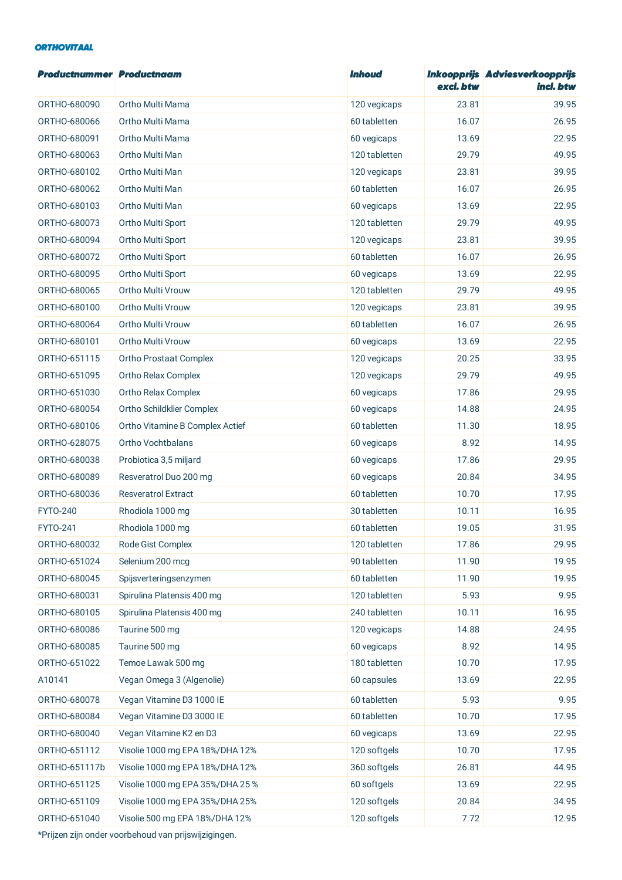***ORTHOVITAAL***

| ***Productnummer*** | ***Productnaam*** | ***Inhoud*** | ***Inkoopprijs excl. btw*** | ***Adviesverkoopprijs incl. btw*** |
|---|---|---|---|---|
| ORTHO-680090 | Ortho Multi Mama | 120 vegicaps | 23.81 | 39.95 |
| ORTHO-680066 | Ortho Multi Mama | 60 tabletten | 16.07 | 26.95 |
| ORTHO-680091 | Ortho Multi Mama | 60 vegicaps | 13.69 | 22.95 |
| ORTHO-680063 | Ortho Multi Man | 120 tabletten | 29.79 | 49.95 |
| ORTHO-680102 | Ortho Multi Man | 120 vegicaps | 23.81 | 39.95 |
| ORTHO-680062 | Ortho Multi Man | 60 tabletten | 16.07 | 26.95 |
| ORTHO-680103 | Ortho Multi Man | 60 vegicaps | 13.69 | 22.95 |
| ORTHO-680073 | Ortho Multi Sport | 120 tabletten | 29.79 | 49.95 |
| ORTHO-680094 | Ortho Multi Sport | 120 vegicaps | 23.81 | 39.95 |
| ORTHO-680072 | Ortho Multi Sport | 60 tabletten | 16.07 | 26.95 |
| ORTHO-680095 | Ortho Multi Sport | 60 vegicaps | 13.69 | 22.95 |
| ORTHO-680065 | Ortho Multi Vrouw | 120 tabletten | 29.79 | 49.95 |
| ORTHO-680100 | Ortho Multi Vrouw | 120 vegicaps | 23.81 | 39.95 |
| ORTHO-680064 | Ortho Multi Vrouw | 60 tabletten | 16.07 | 26.95 |
| ORTHO-680101 | Ortho Multi Vrouw | 60 vegicaps | 13.69 | 22.95 |
| ORTHO-651115 | Ortho Prostaat Complex | 120 vegicaps | 20.25 | 33.95 |
| ORTHO-651095 | Ortho Relax Complex | 120 vegicaps | 29.79 | 49.95 |
| ORTHO-651030 | Ortho Relax Complex | 60 vegicaps | 17.86 | 29.95 |
| ORTHO-680054 | Ortho Schildklier Complex | 60 vegicaps | 14.88 | 24.95 |
| ORTHO-680106 | Ortho Vitamine B Complex Actief | 60 tabletten | 11.30 | 18.95 |
| ORTHO-628075 | Ortho Vochtbalans | 60 vegicaps | 8.92 | 14.95 |
| ORTHO-680038 | Probiotica 3,5 miljard | 60 vegicaps | 17.86 | 29.95 |
| ORTHO-680089 | Resveratrol Duo 200 mg | 60 vegicaps | 20.84 | 34.95 |
| ORTHO-680036 | Resveratrol Extract | 60 tabletten | 10.70 | 17.95 |
| FYTO-240 | Rhodiola 1000 mg | 30 tabletten | 10.11 | 16.95 |
| FYTO-241 | Rhodiola 1000 mg | 60 tabletten | 19.05 | 31.95 |
| ORTHO-680032 | Rode Gist Complex | 120 tabletten | 17.86 | 29.95 |
| ORTHO-651024 | Selenium 200 mcg | 90 tabletten | 11.90 | 19.95 |
| ORTHO-680045 | Spijsverteringsenzymen | 60 tabletten | 11.90 | 19.95 |
| ORTHO-680031 | Spirulina Platensis 400 mg | 120 tabletten | 5.93 | 9.95 |
| ORTHO-680105 | Spirulina Platensis 400 mg | 240 tabletten | 10.11 | 16.95 |
| ORTHO-680086 | Taurine 500 mg | 120 vegicaps | 14.88 | 24.95 |
| ORTHO-680085 | Taurine 500 mg | 60 vegicaps | 8.92 | 14.95 |
| ORTHO-651022 | Temoe Lawak 500 mg | 180 tabletten | 10.70 | 17.95 |
| A10141 | Vegan Omega 3 (Algenolie) | 60 capsules | 13.69 | 22.95 |
| ORTHO-680078 | Vegan Vitamine D3 1000 IE | 60 tabletten | 5.93 | 9.95 |
| ORTHO-680084 | Vegan Vitamine D3 3000 IE | 60 tabletten | 10.70 | 17.95 |
| ORTHO-680040 | Vegan Vitamine K2 en D3 | 60 vegicaps | 13.69 | 22.95 |
| ORTHO-651112 | Visolie 1000 mg EPA 18%/DHA 12% | 120 softgels | 10.70 | 17.95 |
| ORTHO-651117b | Visolie 1000 mg EPA 18%/DHA 12% | 360 softgels | 26.81 | 44.95 |
| ORTHO-651125 | Visolie 1000 mg EPA 35%/DHA 25 % | 60 softgels | 13.69 | 22.95 |
| ORTHO-651109 | Visolie 1000 mg EPA 35%/DHA 25% | 120 softgels | 20.84 | 34.95 |
| ORTHO-651040 | Visolie 500 mg EPA 18%/DHA 12% | 120 softgels | 7.72 | 12.95 |

*Prijzen zijn onder voorbehoud van prijswijzigingen.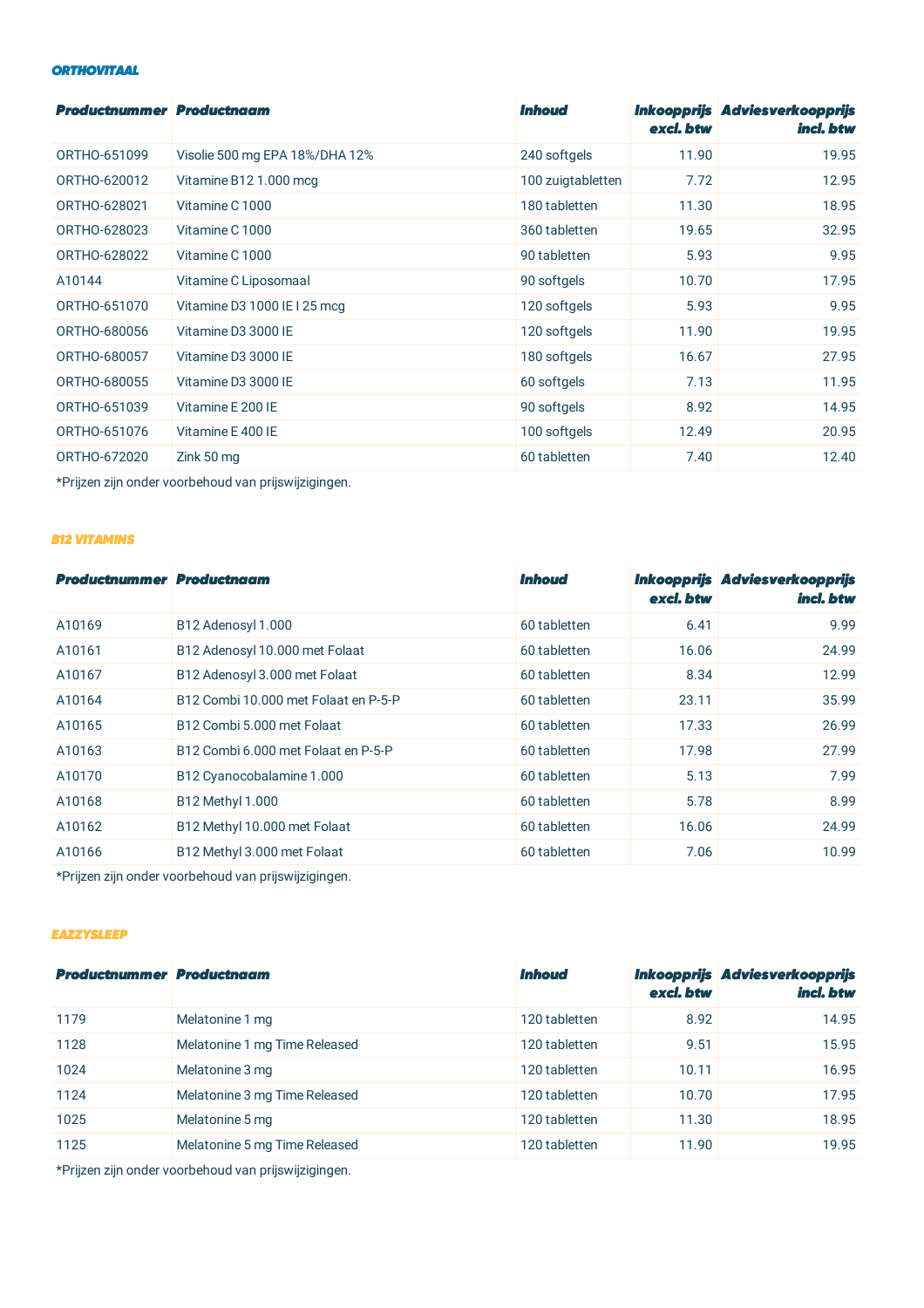### ORTHOVITAAL

| Productnummer | Productnaam | Inhoud | Inkoopprijs excl. btw | Adviesverkoopprijs incl. btw |
|---|---|---|---|---|
| ORTHO-651099 | Visolie 500 mg EPA 18%/DHA 12% | 240 softgels | 11.90 | 19.95 |
| ORTHO-620012 | Vitamine B12 1.000 mcg | 100 zuigtabletten | 7.72 | 12.95 |
| ORTHO-628021 | Vitamine C 1000 | 180 tabletten | 11.30 | 18.95 |
| ORTHO-628023 | Vitamine C 1000 | 360 tabletten | 19.65 | 32.95 |
| ORTHO-628022 | Vitamine C 1000 | 90 tabletten | 5.93 | 9.95 |
| A10144 | Vitamine C Liposomaal | 90 softgels | 10.70 | 17.95 |
| ORTHO-651070 | Vitamine D3 1000 IE I 25 mcg | 120 softgels | 5.93 | 9.95 |
| ORTHO-680056 | Vitamine D3 3000 IE | 120 softgels | 11.90 | 19.95 |
| ORTHO-680057 | Vitamine D3 3000 IE | 180 softgels | 16.67 | 27.95 |
| ORTHO-680055 | Vitamine D3 3000 IE | 60 softgels | 7.13 | 11.95 |
| ORTHO-651039 | Vitamine E 200 IE | 90 softgels | 8.92 | 14.95 |
| ORTHO-651076 | Vitamine E 400 IE | 100 softgels | 12.49 | 20.95 |
| ORTHO-672020 | Zink 50 mg | 60 tabletten | 7.40 | 12.40 |

*Prijzen zijn onder voorbehoud van prijswijzigingen.

### B12 VITAMINS

| Productnummer | Productnaam | Inhoud | Inkoopprijs excl. btw | Adviesverkoopprijs incl. btw |
|---|---|---|---|---|
| A10169 | B12 Adenosyl 1.000 | 60 tabletten | 6.41 | 9.99 |
| A10161 | B12 Adenosyl 10.000 met Folaat | 60 tabletten | 16.06 | 24.99 |
| A10167 | B12 Adenosyl 3.000 met Folaat | 60 tabletten | 8.34 | 12.99 |
| A10164 | B12 Combi 10.000 met Folaat en P-5-P | 60 tabletten | 23.11 | 35.99 |
| A10165 | B12 Combi 5.000 met Folaat | 60 tabletten | 17.33 | 26.99 |
| A10163 | B12 Combi 6.000 met Folaat en P-5-P | 60 tabletten | 17.98 | 27.99 |
| A10170 | B12 Cyanocobalamine 1.000 | 60 tabletten | 5.13 | 7.99 |
| A10168 | B12 Methyl 1.000 | 60 tabletten | 5.78 | 8.99 |
| A10162 | B12 Methyl 10.000 met Folaat | 60 tabletten | 16.06 | 24.99 |
| A10166 | B12 Methyl 3.000 met Folaat | 60 tabletten | 7.06 | 10.99 |

*Prijzen zijn onder voorbehoud van prijswijzigingen.

### EAZZYSLEEP

| Productnummer | Productnaam | Inhoud | Inkoopprijs excl. btw | Adviesverkoopprijs incl. btw |
|---|---|---|---|---|
| 1179 | Melatonine 1 mg | 120 tabletten | 8.92 | 14.95 |
| 1128 | Melatonine 1 mg Time Released | 120 tabletten | 9.51 | 15.95 |
| 1024 | Melatonine 3 mg | 120 tabletten | 10.11 | 16.95 |
| 1124 | Melatonine 3 mg Time Released | 120 tabletten | 10.70 | 17.95 |
| 1025 | Melatonine 5 mg | 120 tabletten | 11.30 | 18.95 |
| 1125 | Melatonine 5 mg Time Released | 120 tabletten | 11.90 | 19.95 |

*Prijzen zijn onder voorbehoud van prijswijzigingen.